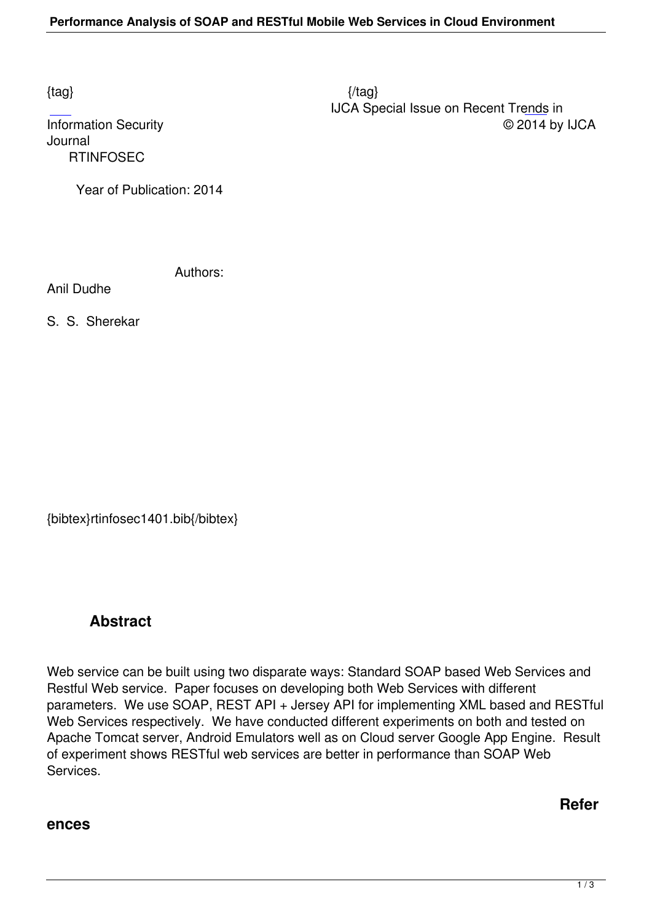{tag} {/tag}

IJCA Special Issue on Recent Trends in Information Security © 2014 by IJCA

Journal

RTINFOSEC

Year of Publication: 2014

Authors:

Anil Dudhe

S. S. Sherekar

{bibtex}rtinfosec1401.bib{/bibtex}

## Abstract

Web service can be built using two disparate ways: Standard SOAP based Web Services and Restful Web service. Paper focuses on developing both Web Services with different parameters. We use SOAP, REST API + Jersey API for implementing XML based and RESTful Web Services respectively. We have conducted different experiments on both and tested on Apache Tomcat server, Android Emulators well as on Cloud server Google App Engine. Result of experiment shows RESTful web services are better in performance than SOAP Web Services.

## References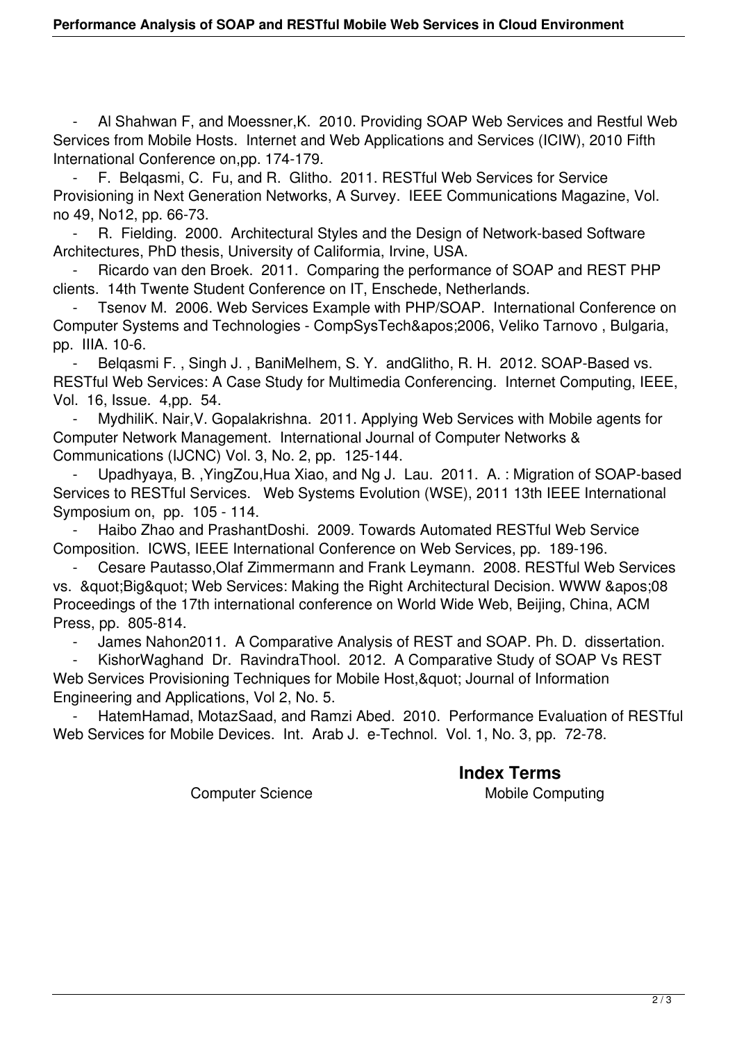- Al Shahwan F, and Moessner,K. 2010. Providing SOAP Web Services and Restful Web Services from Mobile Hosts. Internet and Web Applications and Services (ICIW), 2010 Fifth International Conference on,pp. 174-179.
- F. Belqasmi, C. Fu, and R. Glitho. 2011. RESTful Web Services for Service Provisioning in Next Generation Networks, A Survey. IEEE Communications Magazine, Vol. no 49, No12, pp. 66-73.
- R. Fielding. 2000. Architectural Styles and the Design of Network-based Software Architectures, PhD thesis, University of Califormia, Irvine, USA.
- Ricardo van den Broek. 2011. Comparing the performance of SOAP and REST PHP clients. 14th Twente Student Conference on IT, Enschede, Netherlands.
- Tsenov M. 2006. Web Services Example with PHP/SOAP. International Conference on Computer Systems and Technologies - CompSysTech&apos;2006, Veliko Tarnovo , Bulgaria, pp. IIIA. 10-6.
- Belqasmi F. , Singh J. , BaniMelhem, S. Y. andGlitho, R. H. 2012. SOAP-Based vs. RESTful Web Services: A Case Study for Multimedia Conferencing. Internet Computing, IEEE, Vol. 16, Issue. 4,pp. 54.
- MydhiliK. Nair,V. Gopalakrishna. 2011. Applying Web Services with Mobile agents for Computer Network Management. International Journal of Computer Networks & Communications (IJCNC) Vol. 3, No. 2, pp. 125-144.
- Upadhyaya, B. ,YingZou,Hua Xiao, and Ng J. Lau. 2011. A. : Migration of SOAP-based Services to RESTful Services. Web Systems Evolution (WSE), 2011 13th IEEE International Symposium on, pp. 105 - 114.
- Haibo Zhao and PrashantDoshi. 2009. Towards Automated RESTful Web Service Composition. ICWS, IEEE International Conference on Web Services, pp. 189-196.
- Cesare Pautasso,Olaf Zimmermann and Frank Leymann. 2008. RESTful Web Services vs. &quot;Big&quot; Web Services: Making the Right Architectural Decision. WWW &apos;08 Proceedings of the 17th international conference on World Wide Web, Beijing, China, ACM Press, pp. 805-814.
- James Nahon2011. A Comparative Analysis of REST and SOAP. Ph. D. dissertation.
- KishorWaghand Dr. RavindraThool. 2012. A Comparative Study of SOAP Vs REST Web Services Provisioning Techniques for Mobile Host,&quot; Journal of Information Engineering and Applications, Vol 2, No. 5.
- HatemHamad, MotazSaad, and Ramzi Abed. 2010. Performance Evaluation of RESTful Web Services for Mobile Devices. Int. Arab J. e-Technol. Vol. 1, No. 3, pp. 72-78.

## Index Terms

Computer Science

Mobile Computing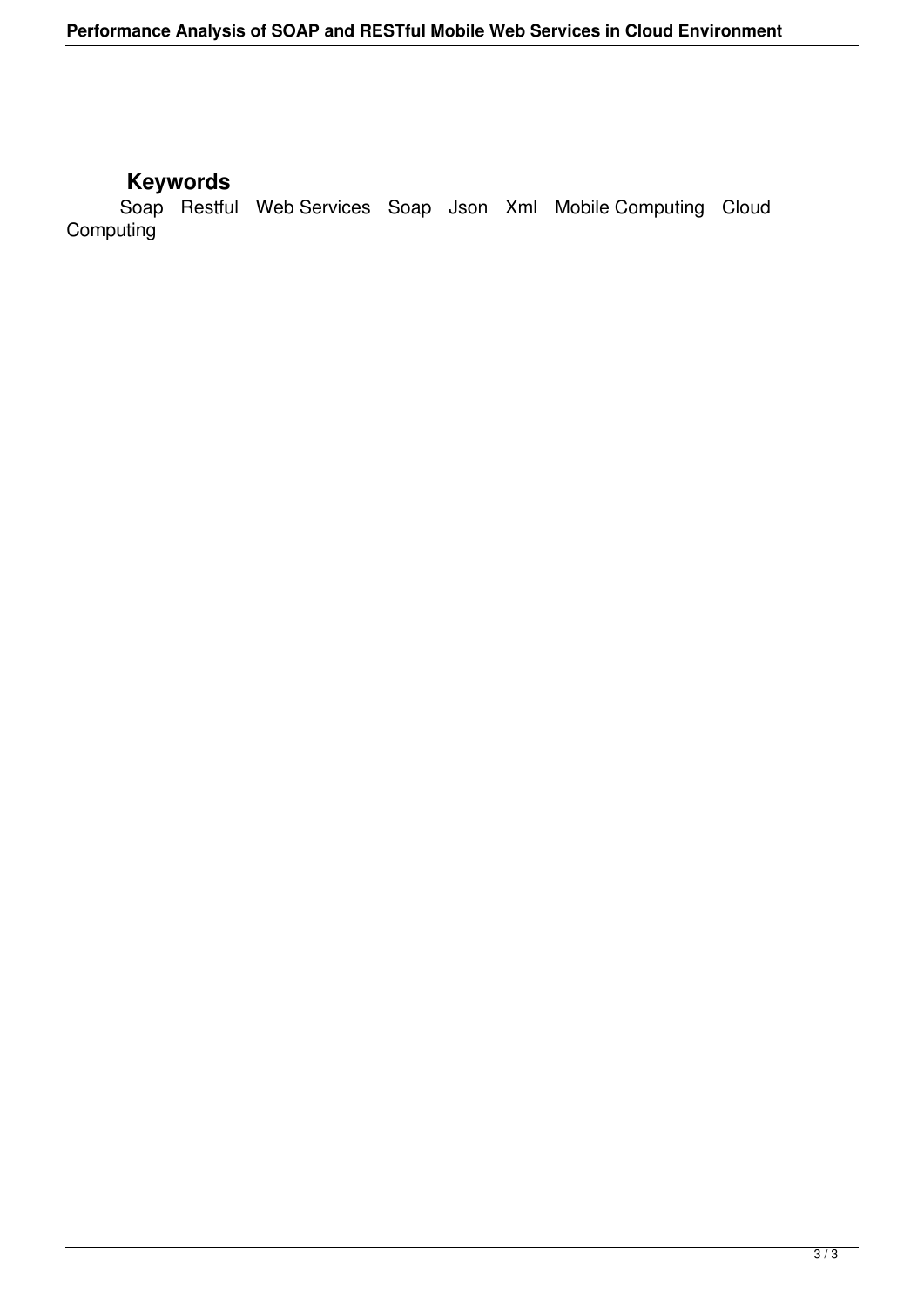## Keywords

Soap Restful Web Services Soap Json Xml Mobile Computing Cloud Computing